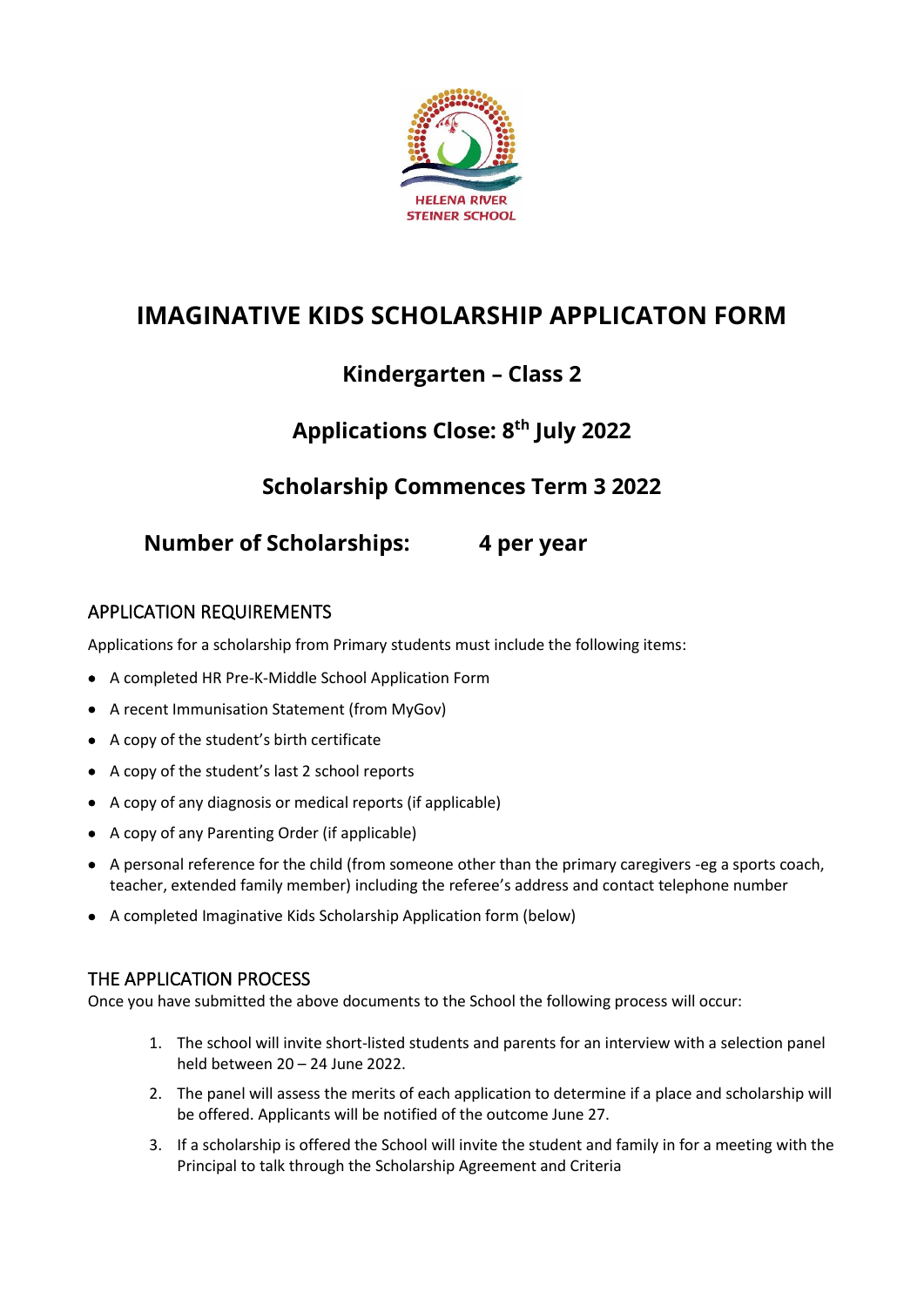HELENA RIVER
STEINER SCHOOL

# IMAGINATIVE KIDS SCHOLARSHIP APPLICATON FORM

## Kindergarten – Class 2

## Applications Close: 8th July 2022

## Scholarship Commences Term 3 2022

## Number of Scholarships: 4 per year

### APPLICATION REQUIREMENTS

Applications for a scholarship from Primary students must include the following items:

- A completed HR Pre-K-Middle School Application Form
- A recent Immunisation Statement (from MyGov)
- A copy of the student's birth certificate
- A copy of the student's last 2 school reports
- A copy of any diagnosis or medical reports (if applicable)
- A copy of any Parenting Order (if applicable)
- A personal reference for the child (from someone other than the primary caregivers -eg a sports coach, teacher, extended family member) including the referee's address and contact telephone number
- A completed Imaginative Kids Scholarship Application form (below)

### THE APPLICATION PROCESS

Once you have submitted the above documents to the School the following process will occur:

1. The school will invite short-listed students and parents for an interview with a selection panel held between 20 – 24 June 2022.
2. The panel will assess the merits of each application to determine if a place and scholarship will be offered. Applicants will be notified of the outcome June 27.
3. If a scholarship is offered the School will invite the student and family in for a meeting with the Principal to talk through the Scholarship Agreement and Criteria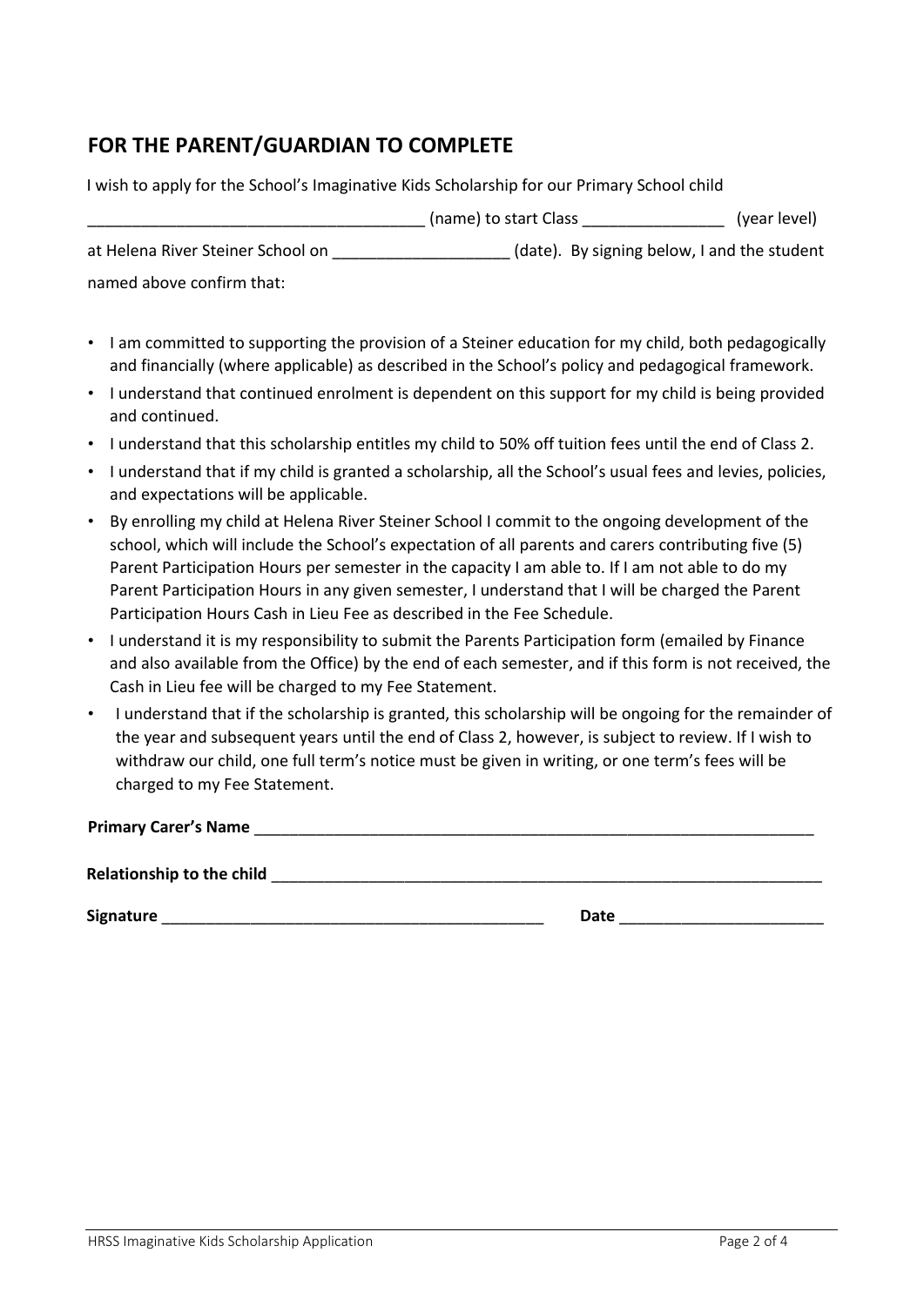## FOR THE PARENT/GUARDIAN TO COMPLETE

I wish to apply for the School's Imaginative Kids Scholarship for our Primary School child _____________________________________ (name) to start Class ________________ (year level) at Helena River Steiner School on ____________________ (date). By signing below, I and the student named above confirm that:

- I am committed to supporting the provision of a Steiner education for my child, both pedagogically and financially (where applicable) as described in the School's policy and pedagogical framework.
- I understand that continued enrolment is dependent on this support for my child is being provided and continued.
- I understand that this scholarship entitles my child to 50% off tuition fees until the end of Class 2.
- I understand that if my child is granted a scholarship, all the School's usual fees and levies, policies, and expectations will be applicable.
- By enrolling my child at Helena River Steiner School I commit to the ongoing development of the school, which will include the School's expectation of all parents and carers contributing five (5) Parent Participation Hours per semester in the capacity I am able to. If I am not able to do my Parent Participation Hours in any given semester, I understand that I will be charged the Parent Participation Hours Cash in Lieu Fee as described in the Fee Schedule.
- I understand it is my responsibility to submit the Parents Participation form (emailed by Finance and also available from the Office) by the end of each semester, and if this form is not received, the Cash in Lieu fee will be charged to my Fee Statement.
- I understand that if the scholarship is granted, this scholarship will be ongoing for the remainder of the year and subsequent years until the end of Class 2, however, is subject to review. If I wish to withdraw our child, one full term's notice must be given in writing, or one term's fees will be charged to my Fee Statement.

**Primary Carer's Name** _________________________________________________________________

**Relationship to the child** _______________________________________________________________

**Signature** ____________________________________________ **Date** _______________________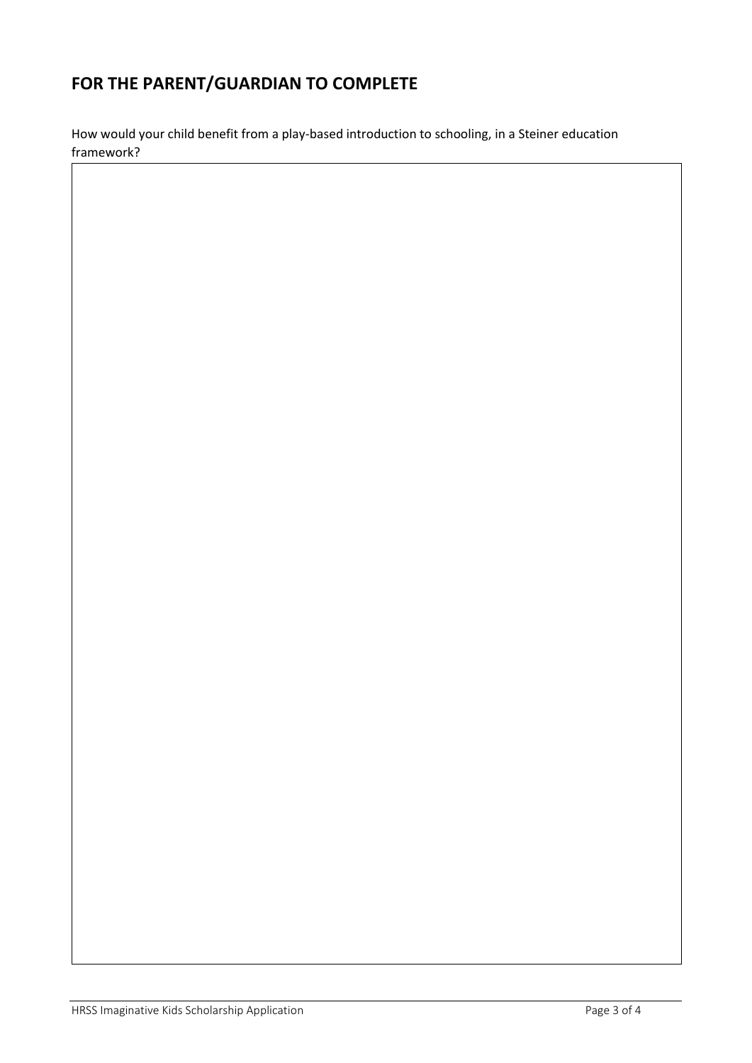## FOR THE PARENT/GUARDIAN TO COMPLETE

How would your child benefit from a play-based introduction to schooling, in a Steiner education framework?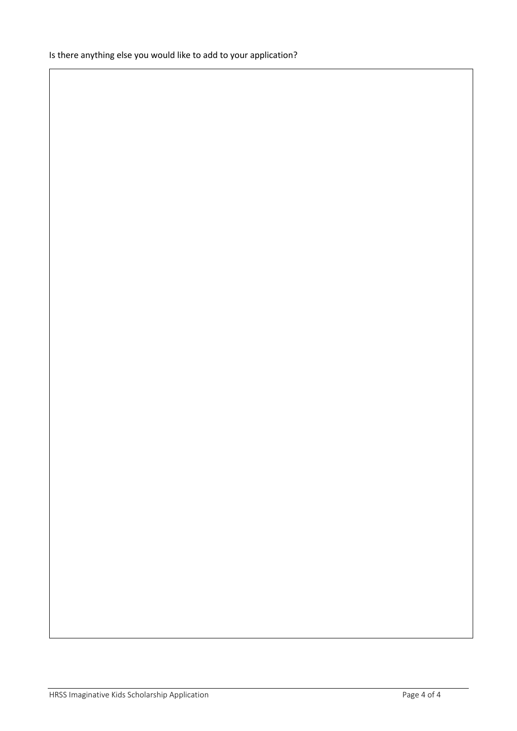Is there anything else you would like to add to your application?